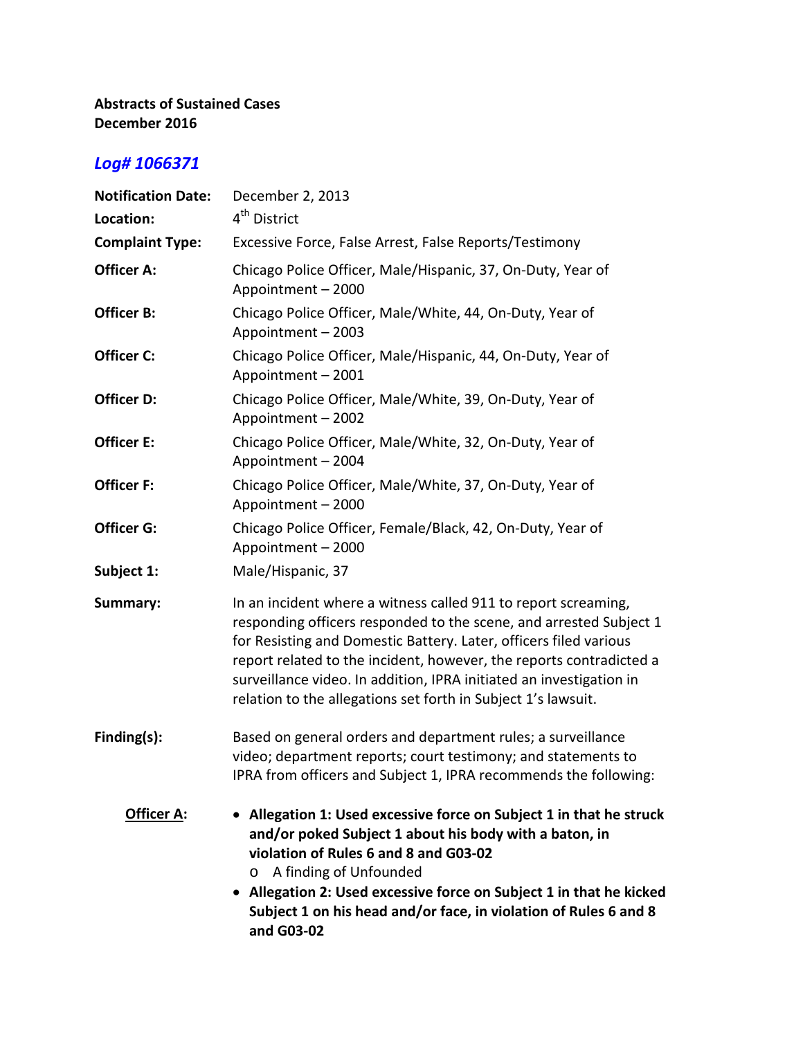**Abstracts of Sustained Cases**
**December 2016**

## *Log# 1066371*

**Notification Date:** December 2, 2013

**Location:** 4th District

**Complaint Type:** Excessive Force, False Arrest, False Reports/Testimony

**Officer A:** Chicago Police Officer, Male/Hispanic, 37, On-Duty, Year of Appointment – 2000

**Officer B:** Chicago Police Officer, Male/White, 44, On-Duty, Year of Appointment – 2003

**Officer C:** Chicago Police Officer, Male/Hispanic, 44, On-Duty, Year of Appointment – 2001

**Officer D:** Chicago Police Officer, Male/White, 39, On-Duty, Year of Appointment – 2002

**Officer E:** Chicago Police Officer, Male/White, 32, On-Duty, Year of Appointment – 2004

**Officer F:** Chicago Police Officer, Male/White, 37, On-Duty, Year of Appointment – 2000

**Officer G:** Chicago Police Officer, Female/Black, 42, On-Duty, Year of Appointment – 2000

**Subject 1:** Male/Hispanic, 37

**Summary:** In an incident where a witness called 911 to report screaming, responding officers responded to the scene, and arrested Subject 1 for Resisting and Domestic Battery. Later, officers filed various report related to the incident, however, the reports contradicted a surveillance video. In addition, IPRA initiated an investigation in relation to the allegations set forth in Subject 1's lawsuit.

**Finding(s):** Based on general orders and department rules; a surveillance video; department reports; court testimony; and statements to IPRA from officers and Subject 1, IPRA recommends the following:

**Officer A:**

- **Allegation 1: Used excessive force on Subject 1 in that he struck and/or poked Subject 1 about his body with a baton, in violation of Rules 6 and 8 and G03-02**
  - A finding of Unfounded
- **Allegation 2: Used excessive force on Subject 1 in that he kicked Subject 1 on his head and/or face, in violation of Rules 6 and 8 and G03-02**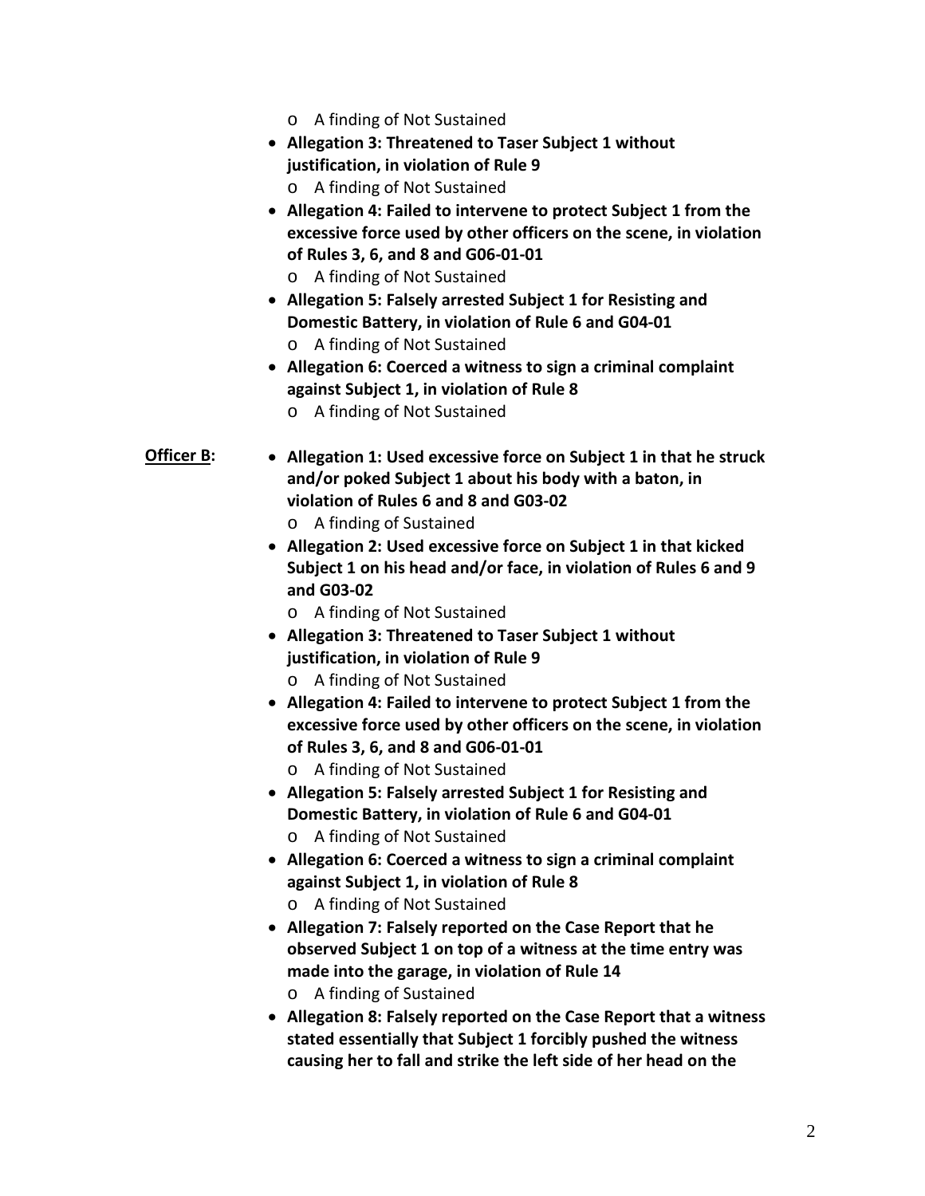- A finding of Not Sustained
- **Allegation 3: Threatened to Taser Subject 1 without justification, in violation of Rule 9**
  - A finding of Not Sustained
- **Allegation 4: Failed to intervene to protect Subject 1 from the excessive force used by other officers on the scene, in violation of Rules 3, 6, and 8 and G06-01-01**
  - A finding of Not Sustained
- **Allegation 5: Falsely arrested Subject 1 for Resisting and Domestic Battery, in violation of Rule 6 and G04-01**
  - A finding of Not Sustained
- **Allegation 6: Coerced a witness to sign a criminal complaint against Subject 1, in violation of Rule 8**
  - A finding of Not Sustained

**Officer B:**

- **Allegation 1: Used excessive force on Subject 1 in that he struck and/or poked Subject 1 about his body with a baton, in violation of Rules 6 and 8 and G03-02**
  - A finding of Sustained
- **Allegation 2: Used excessive force on Subject 1 in that kicked Subject 1 on his head and/or face, in violation of Rules 6 and 9 and G03-02**
  - A finding of Not Sustained
- **Allegation 3: Threatened to Taser Subject 1 without justification, in violation of Rule 9**
  - A finding of Not Sustained
- **Allegation 4: Failed to intervene to protect Subject 1 from the excessive force used by other officers on the scene, in violation of Rules 3, 6, and 8 and G06-01-01**
  - A finding of Not Sustained
- **Allegation 5: Falsely arrested Subject 1 for Resisting and Domestic Battery, in violation of Rule 6 and G04-01**
  - A finding of Not Sustained
- **Allegation 6: Coerced a witness to sign a criminal complaint against Subject 1, in violation of Rule 8**
  - A finding of Not Sustained
- **Allegation 7: Falsely reported on the Case Report that he observed Subject 1 on top of a witness at the time entry was made into the garage, in violation of Rule 14**
  - A finding of Sustained
- **Allegation 8: Falsely reported on the Case Report that a witness stated essentially that Subject 1 forcibly pushed the witness causing her to fall and strike the left side of her head on the**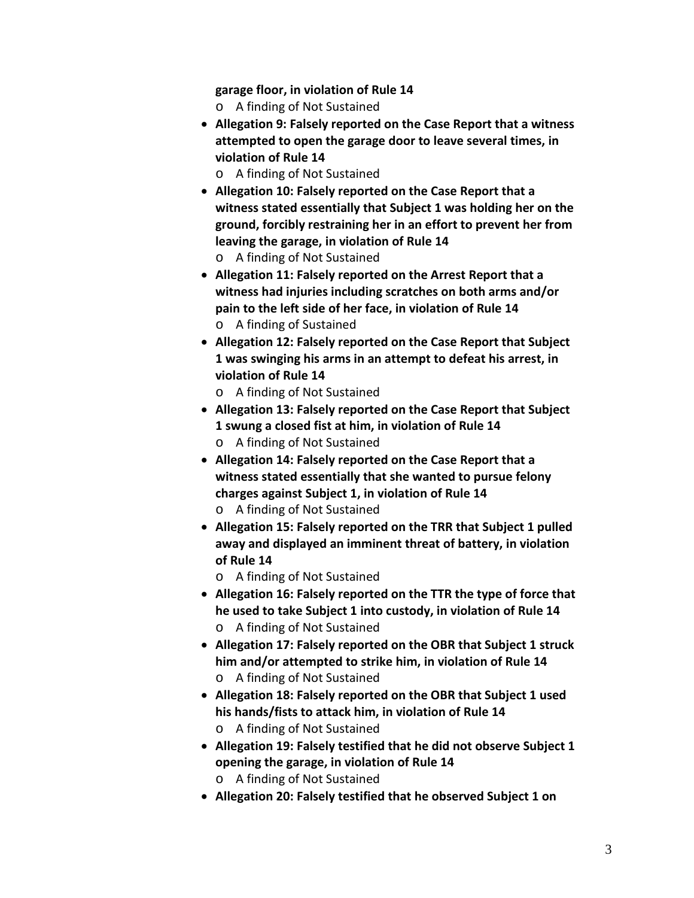**garage floor, in violation of Rule 14**
  - A finding of Not Sustained
- **Allegation 9: Falsely reported on the Case Report that a witness attempted to open the garage door to leave several times, in violation of Rule 14**
  - A finding of Not Sustained
- **Allegation 10: Falsely reported on the Case Report that a witness stated essentially that Subject 1 was holding her on the ground, forcibly restraining her in an effort to prevent her from leaving the garage, in violation of Rule 14**
  - A finding of Not Sustained
- **Allegation 11: Falsely reported on the Arrest Report that a witness had injuries including scratches on both arms and/or pain to the left side of her face, in violation of Rule 14**
  - A finding of Sustained
- **Allegation 12: Falsely reported on the Case Report that Subject 1 was swinging his arms in an attempt to defeat his arrest, in violation of Rule 14**
  - A finding of Not Sustained
- **Allegation 13: Falsely reported on the Case Report that Subject 1 swung a closed fist at him, in violation of Rule 14**
  - A finding of Not Sustained
- **Allegation 14: Falsely reported on the Case Report that a witness stated essentially that she wanted to pursue felony charges against Subject 1, in violation of Rule 14**
  - A finding of Not Sustained
- **Allegation 15: Falsely reported on the TRR that Subject 1 pulled away and displayed an imminent threat of battery, in violation of Rule 14**
  - A finding of Not Sustained
- **Allegation 16: Falsely reported on the TTR the type of force that he used to take Subject 1 into custody, in violation of Rule 14**
  - A finding of Not Sustained
- **Allegation 17: Falsely reported on the OBR that Subject 1 struck him and/or attempted to strike him, in violation of Rule 14**
  - A finding of Not Sustained
- **Allegation 18: Falsely reported on the OBR that Subject 1 used his hands/fists to attack him, in violation of Rule 14**
  - A finding of Not Sustained
- **Allegation 19: Falsely testified that he did not observe Subject 1 opening the garage, in violation of Rule 14**
  - A finding of Not Sustained
- **Allegation 20: Falsely testified that he observed Subject 1 on**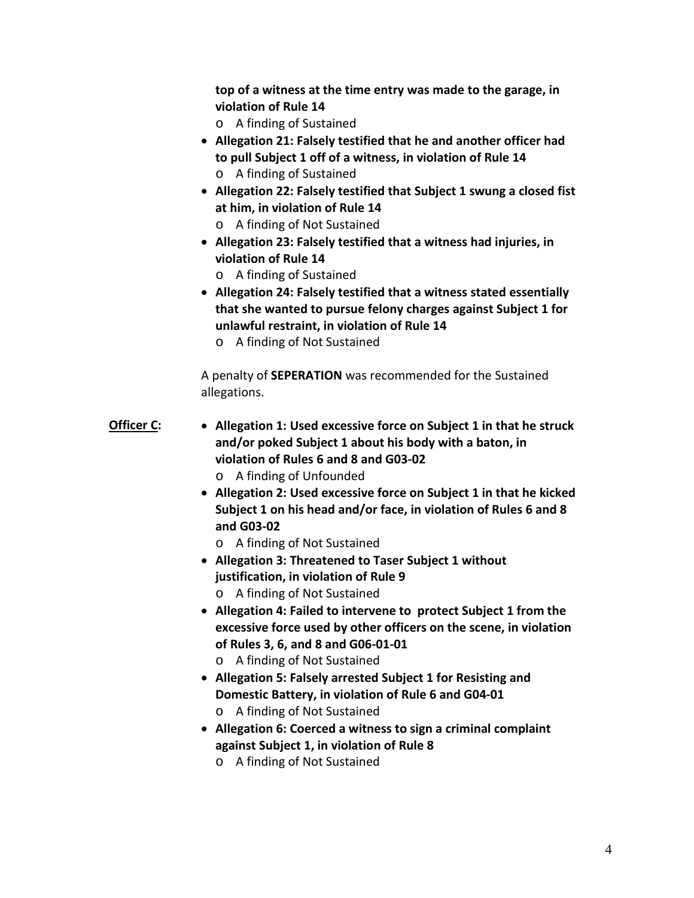**top of a witness at the time entry was made to the garage, in violation of Rule 14**

  - A finding of Sustained

- **Allegation 21: Falsely testified that he and another officer had to pull Subject 1 off of a witness, in violation of Rule 14**
  - A finding of Sustained
- **Allegation 22: Falsely testified that Subject 1 swung a closed fist at him, in violation of Rule 14**
  - A finding of Not Sustained
- **Allegation 23: Falsely testified that a witness had injuries, in violation of Rule 14**
  - A finding of Sustained
- **Allegation 24: Falsely testified that a witness stated essentially that she wanted to pursue felony charges against Subject 1 for unlawful restraint, in violation of Rule 14**
  - A finding of Not Sustained

A penalty of **SEPERATION** was recommended for the Sustained allegations.

**Officer C:**

- **Allegation 1: Used excessive force on Subject 1 in that he struck and/or poked Subject 1 about his body with a baton, in violation of Rules 6 and 8 and G03-02**
  - A finding of Unfounded
- **Allegation 2: Used excessive force on Subject 1 in that he kicked Subject 1 on his head and/or face, in violation of Rules 6 and 8 and G03-02**
  - A finding of Not Sustained
- **Allegation 3: Threatened to Taser Subject 1 without justification, in violation of Rule 9**
  - A finding of Not Sustained
- **Allegation 4: Failed to intervene to protect Subject 1 from the excessive force used by other officers on the scene, in violation of Rules 3, 6, and 8 and G06-01-01**
  - A finding of Not Sustained
- **Allegation 5: Falsely arrested Subject 1 for Resisting and Domestic Battery, in violation of Rule 6 and G04-01**
  - A finding of Not Sustained
- **Allegation 6: Coerced a witness to sign a criminal complaint against Subject 1, in violation of Rule 8**
  - A finding of Not Sustained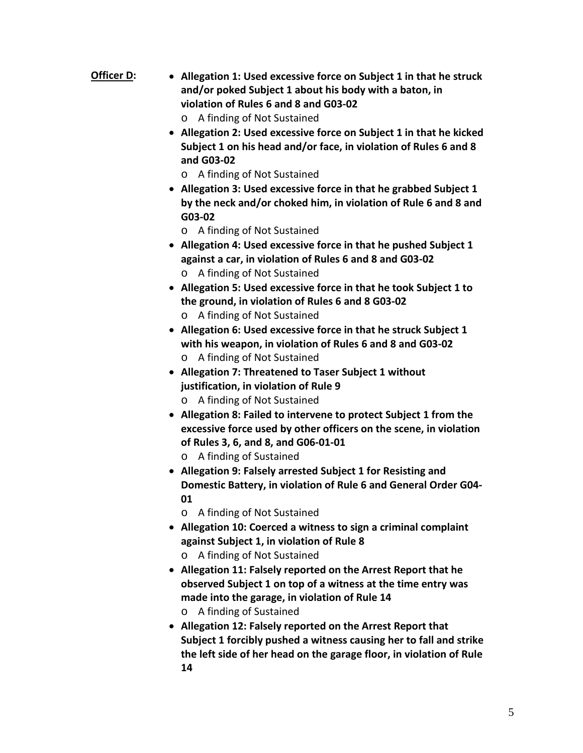**Officer D:**

- **Allegation 1: Used excessive force on Subject 1 in that he struck and/or poked Subject 1 about his body with a baton, in violation of Rules 6 and 8 and G03-02**
  - A finding of Not Sustained
- **Allegation 2: Used excessive force on Subject 1 in that he kicked Subject 1 on his head and/or face, in violation of Rules 6 and 8 and G03-02**
  - A finding of Not Sustained
- **Allegation 3: Used excessive force in that he grabbed Subject 1 by the neck and/or choked him, in violation of Rule 6 and 8 and G03-02**
  - A finding of Not Sustained
- **Allegation 4: Used excessive force in that he pushed Subject 1 against a car, in violation of Rules 6 and 8 and G03-02**
  - A finding of Not Sustained
- **Allegation 5: Used excessive force in that he took Subject 1 to the ground, in violation of Rules 6 and 8 G03-02**
  - A finding of Not Sustained
- **Allegation 6: Used excessive force in that he struck Subject 1 with his weapon, in violation of Rules 6 and 8 and G03-02**
  - A finding of Not Sustained
- **Allegation 7: Threatened to Taser Subject 1 without justification, in violation of Rule 9**
  - A finding of Not Sustained
- **Allegation 8: Failed to intervene to protect Subject 1 from the excessive force used by other officers on the scene, in violation of Rules 3, 6, and 8, and G06-01-01**
  - A finding of Sustained
- **Allegation 9: Falsely arrested Subject 1 for Resisting and Domestic Battery, in violation of Rule 6 and General Order G04-01**
  - A finding of Not Sustained
- **Allegation 10: Coerced a witness to sign a criminal complaint against Subject 1, in violation of Rule 8**
  - A finding of Not Sustained
- **Allegation 11: Falsely reported on the Arrest Report that he observed Subject 1 on top of a witness at the time entry was made into the garage, in violation of Rule 14**
  - A finding of Sustained
- **Allegation 12: Falsely reported on the Arrest Report that Subject 1 forcibly pushed a witness causing her to fall and strike the left side of her head on the garage floor, in violation of Rule 14**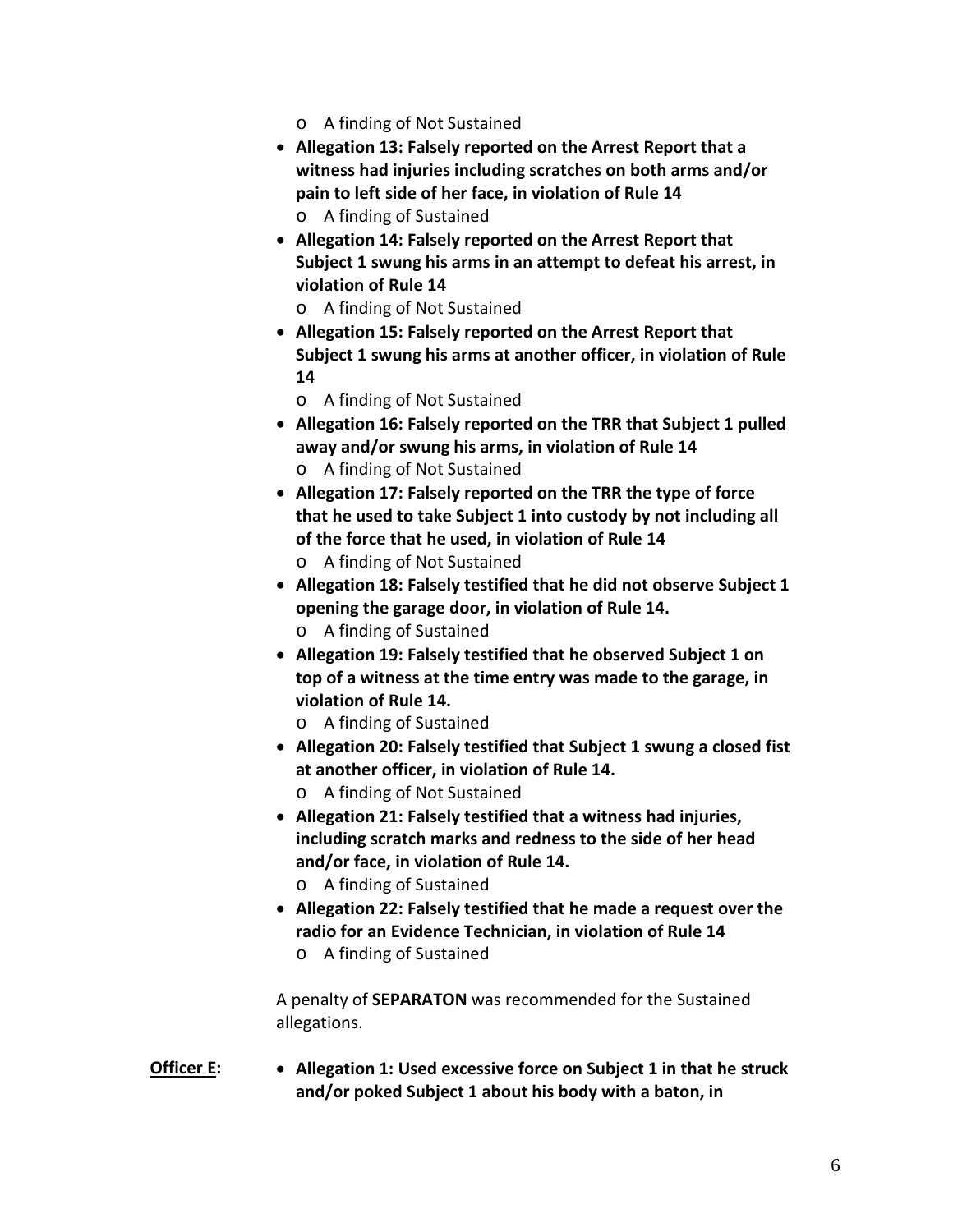- A finding of Not Sustained
- **Allegation 13: Falsely reported on the Arrest Report that a witness had injuries including scratches on both arms and/or pain to left side of her face, in violation of Rule 14**
  - A finding of Sustained
- **Allegation 14: Falsely reported on the Arrest Report that Subject 1 swung his arms in an attempt to defeat his arrest, in violation of Rule 14**
  - A finding of Not Sustained
- **Allegation 15: Falsely reported on the Arrest Report that Subject 1 swung his arms at another officer, in violation of Rule 14**
  - A finding of Not Sustained
- **Allegation 16: Falsely reported on the TRR that Subject 1 pulled away and/or swung his arms, in violation of Rule 14**
  - A finding of Not Sustained
- **Allegation 17: Falsely reported on the TRR the type of force that he used to take Subject 1 into custody by not including all of the force that he used, in violation of Rule 14**
  - A finding of Not Sustained
- **Allegation 18: Falsely testified that he did not observe Subject 1 opening the garage door, in violation of Rule 14.**
  - A finding of Sustained
- **Allegation 19: Falsely testified that he observed Subject 1 on top of a witness at the time entry was made to the garage, in violation of Rule 14.**
  - A finding of Sustained
- **Allegation 20: Falsely testified that Subject 1 swung a closed fist at another officer, in violation of Rule 14.**
  - A finding of Not Sustained
- **Allegation 21: Falsely testified that a witness had injuries, including scratch marks and redness to the side of her head and/or face, in violation of Rule 14.**
  - A finding of Sustained
- **Allegation 22: Falsely testified that he made a request over the radio for an Evidence Technician, in violation of Rule 14**
  - A finding of Sustained

A penalty of **SEPARATON** was recommended for the Sustained allegations.

**Officer E:**

- **Allegation 1: Used excessive force on Subject 1 in that he struck and/or poked Subject 1 about his body with a baton, in**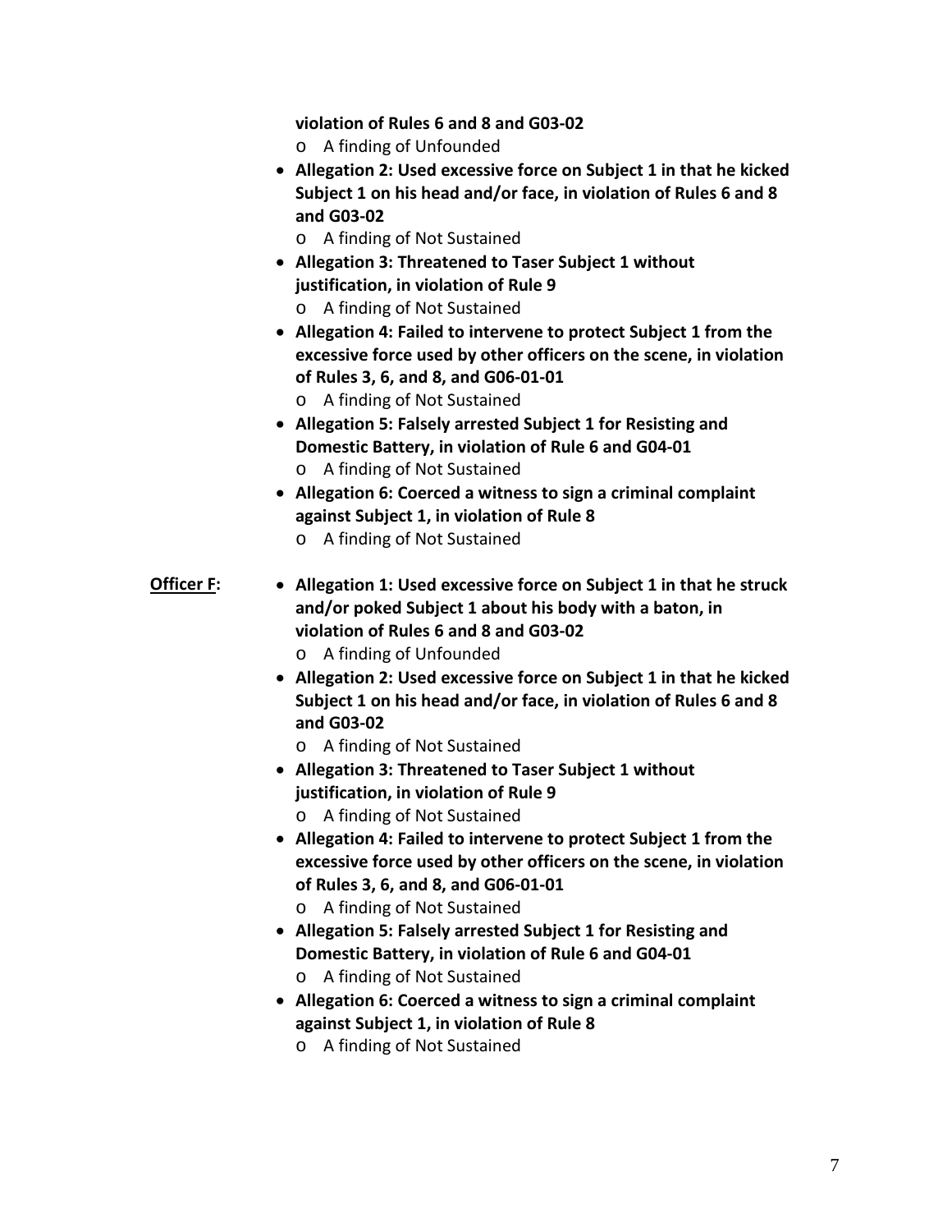**violation of Rules 6 and 8 and G03-02**

- A finding of Unfounded

- **Allegation 2: Used excessive force on Subject 1 in that he kicked Subject 1 on his head and/or face, in violation of Rules 6 and 8 and G03-02**
  - A finding of Not Sustained
- **Allegation 3: Threatened to Taser Subject 1 without justification, in violation of Rule 9**
  - A finding of Not Sustained
- **Allegation 4: Failed to intervene to protect Subject 1 from the excessive force used by other officers on the scene, in violation of Rules 3, 6, and 8, and G06-01-01**
  - A finding of Not Sustained
- **Allegation 5: Falsely arrested Subject 1 for Resisting and Domestic Battery, in violation of Rule 6 and G04-01**
  - A finding of Not Sustained
- **Allegation 6: Coerced a witness to sign a criminal complaint against Subject 1, in violation of Rule 8**
  - A finding of Not Sustained

**Officer F:**

- **Allegation 1: Used excessive force on Subject 1 in that he struck and/or poked Subject 1 about his body with a baton, in violation of Rules 6 and 8 and G03-02**
  - A finding of Unfounded
- **Allegation 2: Used excessive force on Subject 1 in that he kicked Subject 1 on his head and/or face, in violation of Rules 6 and 8 and G03-02**
  - A finding of Not Sustained
- **Allegation 3: Threatened to Taser Subject 1 without justification, in violation of Rule 9**
  - A finding of Not Sustained
- **Allegation 4: Failed to intervene to protect Subject 1 from the excessive force used by other officers on the scene, in violation of Rules 3, 6, and 8, and G06-01-01**
  - A finding of Not Sustained
- **Allegation 5: Falsely arrested Subject 1 for Resisting and Domestic Battery, in violation of Rule 6 and G04-01**
  - A finding of Not Sustained
- **Allegation 6: Coerced a witness to sign a criminal complaint against Subject 1, in violation of Rule 8**
  - A finding of Not Sustained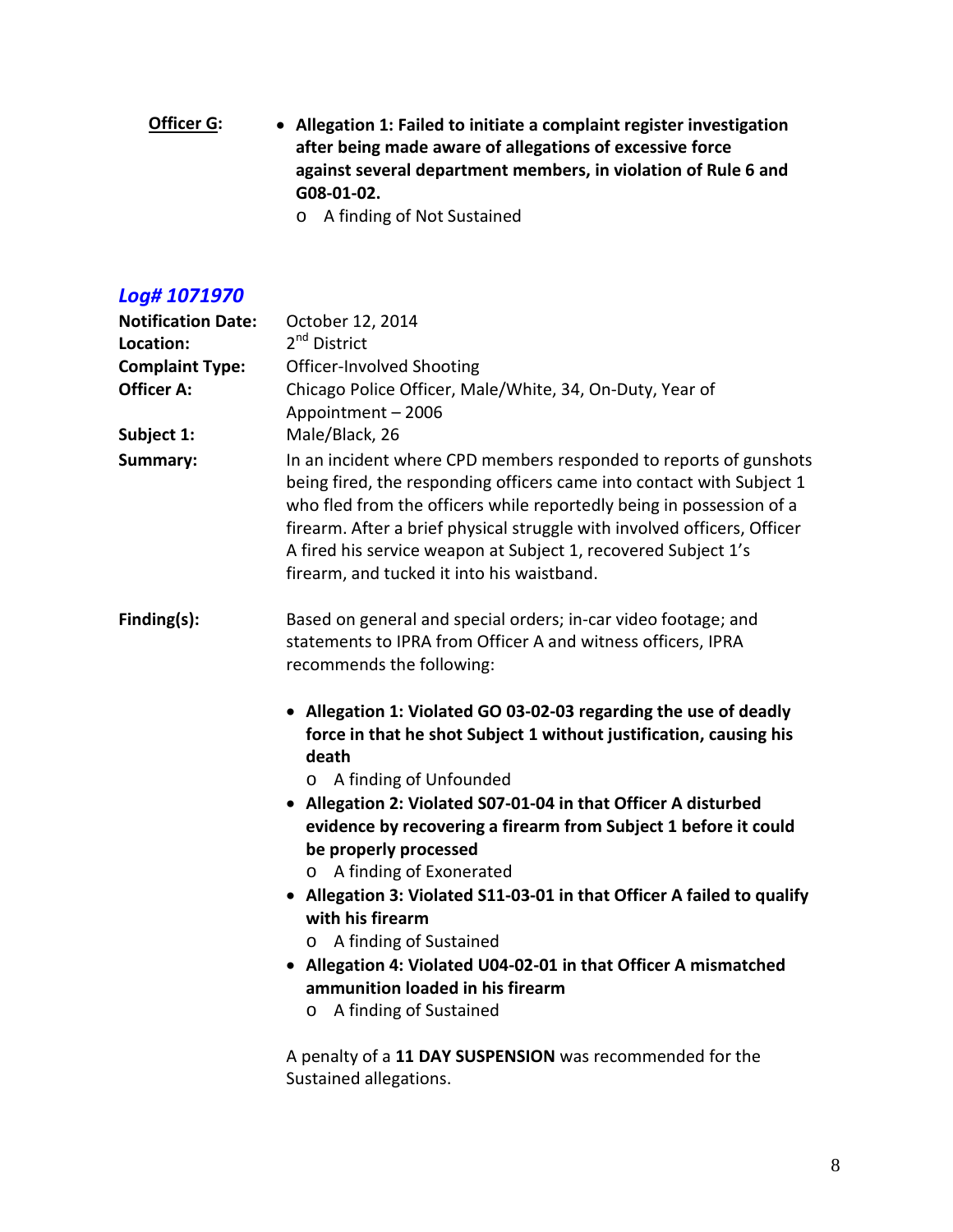**Officer G:**

- **Allegation 1: Failed to initiate a complaint register investigation after being made aware of allegations of excessive force against several department members, in violation of Rule 6 and G08-01-02.**
  - A finding of Not Sustained

## *Log# 1071970*

**Notification Date:** October 12, 2014

**Location:** 2nd District

**Complaint Type:** Officer-Involved Shooting

**Officer A:** Chicago Police Officer, Male/White, 34, On-Duty, Year of Appointment – 2006

**Subject 1:** Male/Black, 26

**Summary:** In an incident where CPD members responded to reports of gunshots being fired, the responding officers came into contact with Subject 1 who fled from the officers while reportedly being in possession of a firearm. After a brief physical struggle with involved officers, Officer A fired his service weapon at Subject 1, recovered Subject 1's firearm, and tucked it into his waistband.

**Finding(s):** Based on general and special orders; in-car video footage; and statements to IPRA from Officer A and witness officers, IPRA recommends the following:

- **Allegation 1: Violated GO 03-02-03 regarding the use of deadly force in that he shot Subject 1 without justification, causing his death**
  - A finding of Unfounded
- **Allegation 2: Violated S07-01-04 in that Officer A disturbed evidence by recovering a firearm from Subject 1 before it could be properly processed**
  - A finding of Exonerated
- **Allegation 3: Violated S11-03-01 in that Officer A failed to qualify with his firearm**
  - A finding of Sustained
- **Allegation 4: Violated U04-02-01 in that Officer A mismatched ammunition loaded in his firearm**
  - A finding of Sustained

A penalty of a **11 DAY SUSPENSION** was recommended for the Sustained allegations.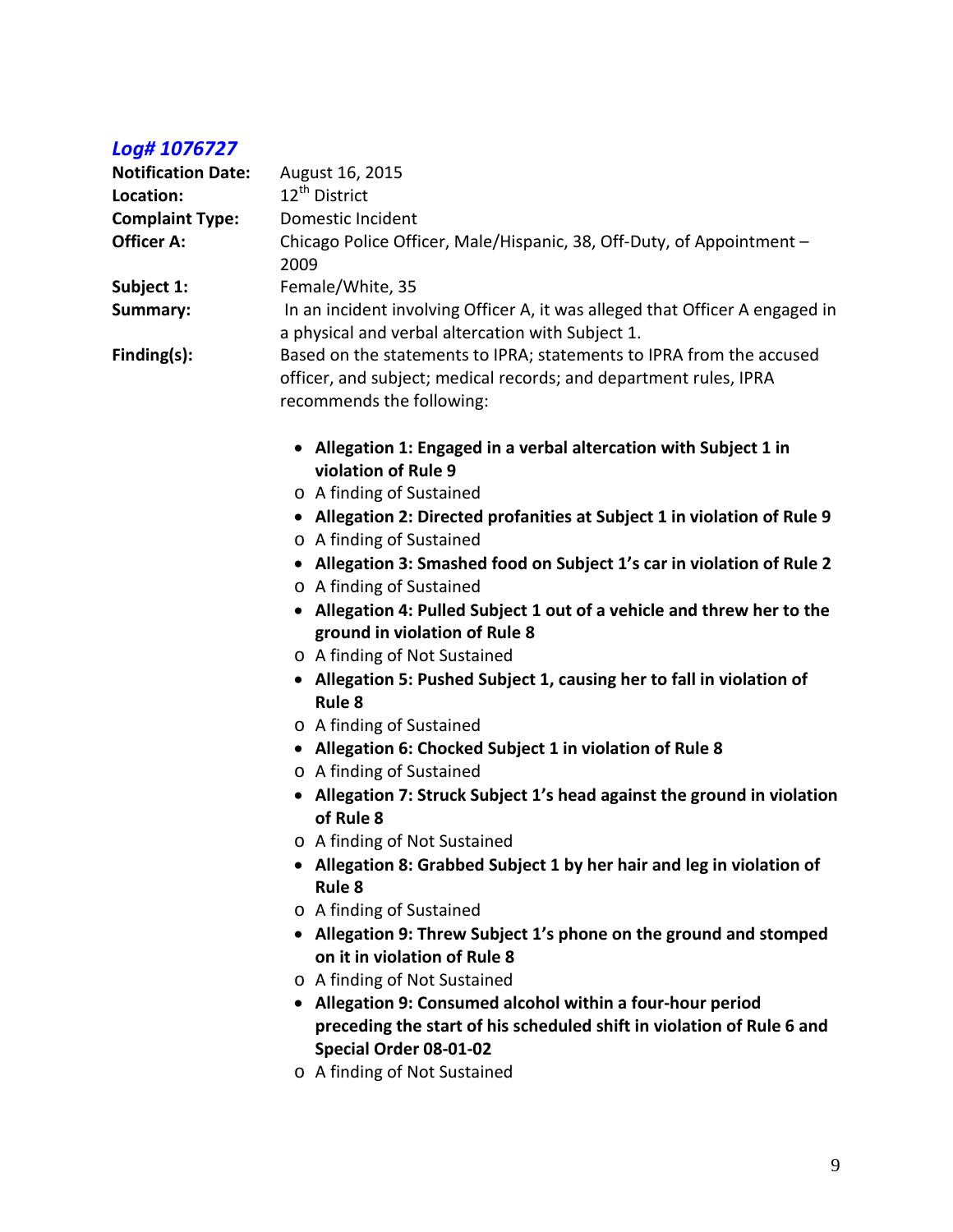## *Log# 1076727*

**Notification Date:** August 16, 2015

**Location:** 12th District

**Complaint Type:** Domestic Incident

**Officer A:** Chicago Police Officer, Male/Hispanic, 38, Off-Duty, of Appointment – 2009

**Subject 1:** Female/White, 35

**Summary:** In an incident involving Officer A, it was alleged that Officer A engaged in a physical and verbal altercation with Subject 1.

**Finding(s):** Based on the statements to IPRA; statements to IPRA from the accused officer, and subject; medical records; and department rules, IPRA recommends the following:

- **Allegation 1: Engaged in a verbal altercation with Subject 1 in violation of Rule 9**
  - A finding of Sustained
- **Allegation 2: Directed profanities at Subject 1 in violation of Rule 9**
  - A finding of Sustained
- **Allegation 3: Smashed food on Subject 1's car in violation of Rule 2**
  - A finding of Sustained
- **Allegation 4: Pulled Subject 1 out of a vehicle and threw her to the ground in violation of Rule 8**
  - A finding of Not Sustained
- **Allegation 5: Pushed Subject 1, causing her to fall in violation of Rule 8**
  - A finding of Sustained
- **Allegation 6: Chocked Subject 1 in violation of Rule 8**
  - A finding of Sustained
- **Allegation 7: Struck Subject 1's head against the ground in violation of Rule 8**
  - A finding of Not Sustained
- **Allegation 8: Grabbed Subject 1 by her hair and leg in violation of Rule 8**
  - A finding of Sustained
- **Allegation 9: Threw Subject 1's phone on the ground and stomped on it in violation of Rule 8**
  - A finding of Not Sustained
- **Allegation 9: Consumed alcohol within a four-hour period preceding the start of his scheduled shift in violation of Rule 6 and Special Order 08-01-02**
  - A finding of Not Sustained